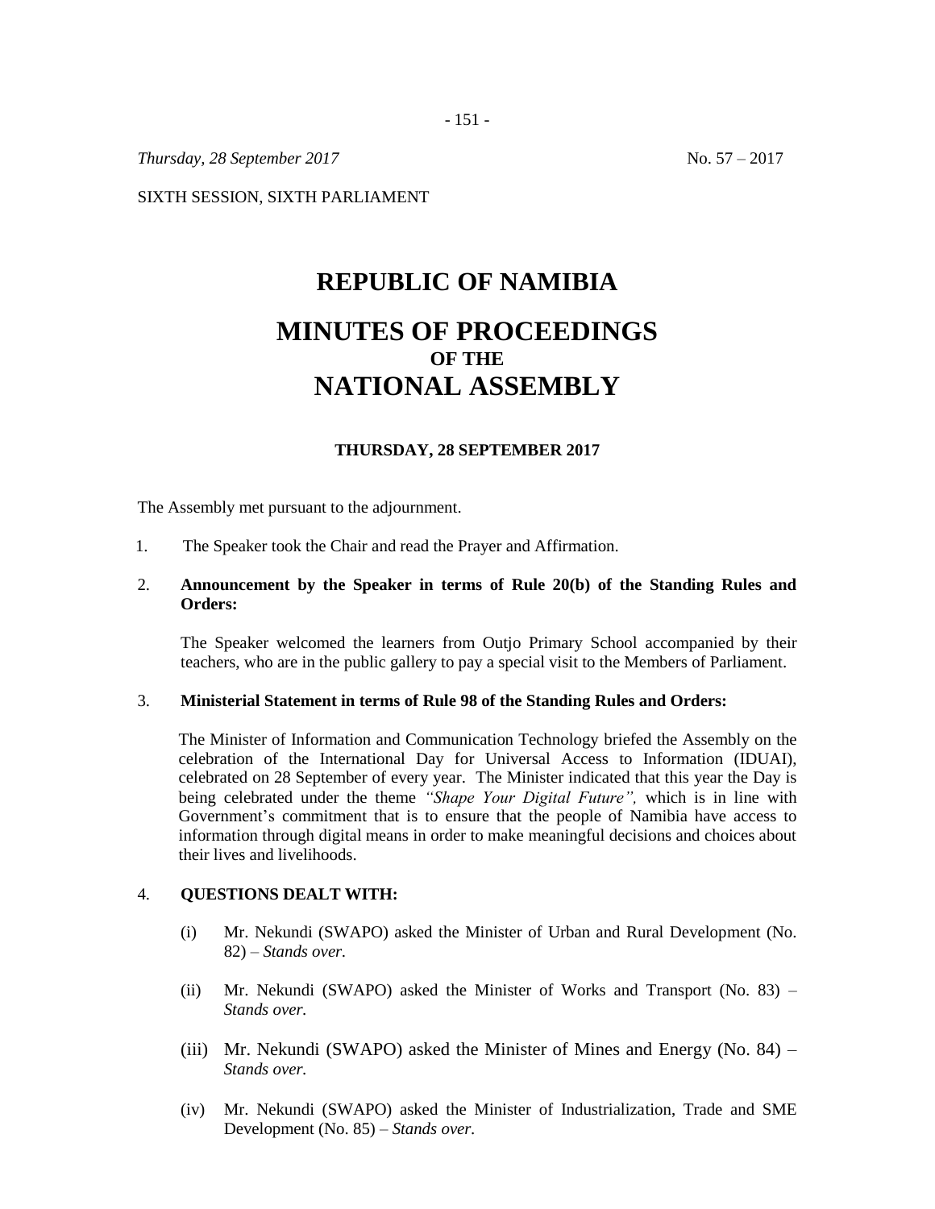*Thursday, 28 September 2017* No. 57 – 2017

SIXTH SESSION, SIXTH PARLIAMENT

# REPUBLIC OF NAMIBIA

# MINUTES OF PROCEEDINGS
### OF THE
# NATIONAL ASSEMBLY

### THURSDAY, 28 SEPTEMBER 2017

The Assembly met pursuant to the adjournment.

1. The Speaker took the Chair and read the Prayer and Affirmation.

2. **Announcement by the Speaker in terms of Rule 20(b) of the Standing Rules and Orders:**

   The Speaker welcomed the learners from Outjo Primary School accompanied by their teachers, who are in the public gallery to pay a special visit to the Members of Parliament.

3. **Ministerial Statement in terms of Rule 98 of the Standing Rules and Orders:**

   The Minister of Information and Communication Technology briefed the Assembly on the celebration of the International Day for Universal Access to Information (IDUAI), celebrated on 28 September of every year. The Minister indicated that this year the Day is being celebrated under the theme *"Shape Your Digital Future",* which is in line with Government's commitment that is to ensure that the people of Namibia have access to information through digital means in order to make meaningful decisions and choices about their lives and livelihoods.

4. **QUESTIONS DEALT WITH:**

   (i) Mr. Nekundi (SWAPO) asked the Minister of Urban and Rural Development (No. 82) – *Stands over.*

   (ii) Mr. Nekundi (SWAPO) asked the Minister of Works and Transport (No. 83) – *Stands over.*

   (iii) Mr. Nekundi (SWAPO) asked the Minister of Mines and Energy (No. 84) – *Stands over.*

   (iv) Mr. Nekundi (SWAPO) asked the Minister of Industrialization, Trade and SME Development (No. 85) – *Stands over.*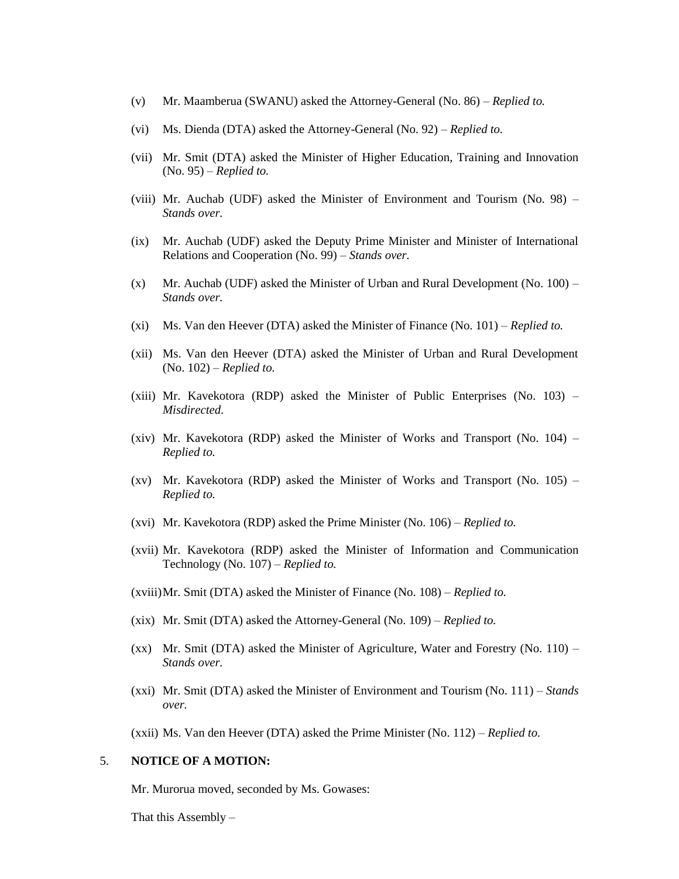(v) Mr. Maamberua (SWANU) asked the Attorney-General (No. 86) – *Replied to.*

(vi) Ms. Dienda (DTA) asked the Attorney-General (No. 92) – *Replied to.*

(vii) Mr. Smit (DTA) asked the Minister of Higher Education, Training and Innovation (No. 95) – *Replied to.*

(viii) Mr. Auchab (UDF) asked the Minister of Environment and Tourism (No. 98) – *Stands over.*

(ix) Mr. Auchab (UDF) asked the Deputy Prime Minister and Minister of International Relations and Cooperation (No. 99) – *Stands over.*

(x) Mr. Auchab (UDF) asked the Minister of Urban and Rural Development (No. 100) – *Stands over.*

(xi) Ms. Van den Heever (DTA) asked the Minister of Finance (No. 101) – *Replied to.*

(xii) Ms. Van den Heever (DTA) asked the Minister of Urban and Rural Development (No. 102) – *Replied to.*

(xiii) Mr. Kavekotora (RDP) asked the Minister of Public Enterprises (No. 103) – *Misdirected.*

(xiv) Mr. Kavekotora (RDP) asked the Minister of Works and Transport (No. 104) – *Replied to.*

(xv) Mr. Kavekotora (RDP) asked the Minister of Works and Transport (No. 105) – *Replied to.*

(xvi) Mr. Kavekotora (RDP) asked the Prime Minister (No. 106) – *Replied to.*

(xvii) Mr. Kavekotora (RDP) asked the Minister of Information and Communication Technology (No. 107) – *Replied to.*

(xviii) Mr. Smit (DTA) asked the Minister of Finance (No. 108) – *Replied to.*

(xix) Mr. Smit (DTA) asked the Attorney-General (No. 109) – *Replied to.*

(xx) Mr. Smit (DTA) asked the Minister of Agriculture, Water and Forestry (No. 110) – *Stands over.*

(xxi) Mr. Smit (DTA) asked the Minister of Environment and Tourism (No. 111) – *Stands over.*

(xxii) Ms. Van den Heever (DTA) asked the Prime Minister (No. 112) – *Replied to.*

5. **NOTICE OF A MOTION:**

Mr. Murorua moved, seconded by Ms. Gowases:

That this Assembly –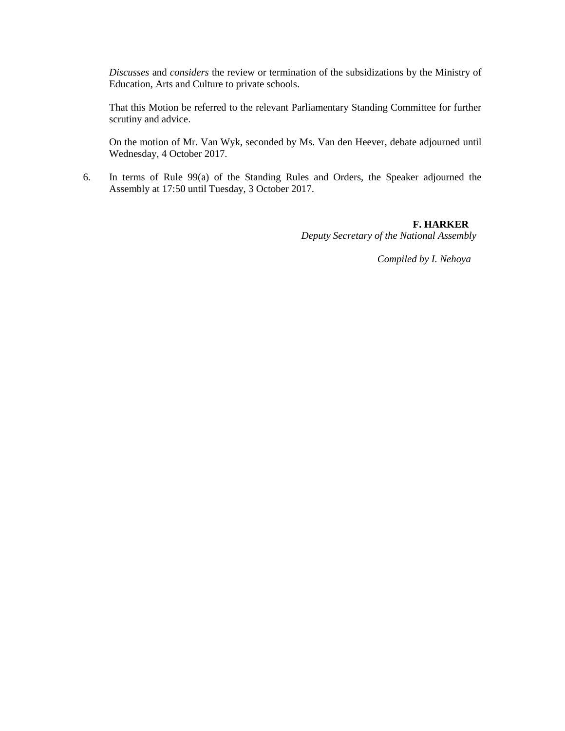*Discusses* and *considers* the review or termination of the subsidizations by the Ministry of Education, Arts and Culture to private schools.

That this Motion be referred to the relevant Parliamentary Standing Committee for further scrutiny and advice.

On the motion of Mr. Van Wyk, seconded by Ms. Van den Heever, debate adjourned until Wednesday, 4 October 2017.

6. In terms of Rule 99(a) of the Standing Rules and Orders, the Speaker adjourned the Assembly at 17:50 until Tuesday, 3 October 2017.

**F. HARKER**
*Deputy Secretary of the National Assembly*

*Compiled by I. Nehoya*